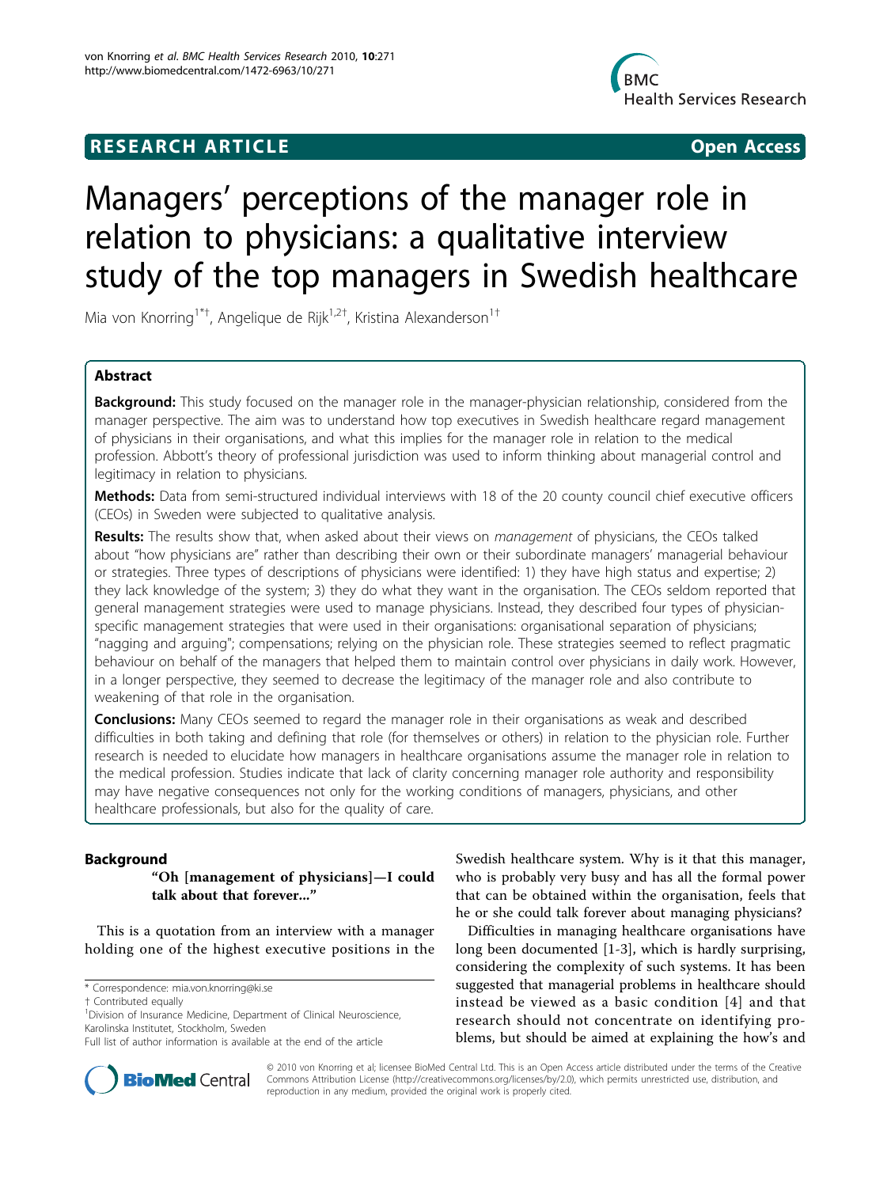RESEARCH ARTICLE **Open Access**

# Managers' perceptions of the manager role in relation to physicians: a qualitative interview study of the top managers in Swedish healthcare

Mia von Knorring[1*†], Angelique de Rijk[1,2†], Kristina Alexanderson[1†]

## Abstract

**Background:** This study focused on the manager role in the manager-physician relationship, considered from the manager perspective. The aim was to understand how top executives in Swedish healthcare regard management of physicians in their organisations, and what this implies for the manager role in relation to the medical profession. Abbott's theory of professional jurisdiction was used to inform thinking about managerial control and legitimacy in relation to physicians.

**Methods:** Data from semi-structured individual interviews with 18 of the 20 county council chief executive officers (CEOs) in Sweden were subjected to qualitative analysis.

**Results:** The results show that, when asked about their views on *management* of physicians, the CEOs talked about "how physicians are" rather than describing their own or their subordinate managers' managerial behaviour or strategies. Three types of descriptions of physicians were identified: 1) they have high status and expertise; 2) they lack knowledge of the system; 3) they do what they want in the organisation. The CEOs seldom reported that general management strategies were used to manage physicians. Instead, they described four types of physician-specific management strategies that were used in their organisations: organisational separation of physicians; "nagging and arguing"; compensations; relying on the physician role. These strategies seemed to reflect pragmatic behaviour on behalf of the managers that helped them to maintain control over physicians in daily work. However, in a longer perspective, they seemed to decrease the legitimacy of the manager role and also contribute to weakening of that role in the organisation.

**Conclusions:** Many CEOs seemed to regard the manager role in their organisations as weak and described difficulties in both taking and defining that role (for themselves or others) in relation to the physician role. Further research is needed to elucidate how managers in healthcare organisations assume the manager role in relation to the medical profession. Studies indicate that lack of clarity concerning manager role authority and responsibility may have negative consequences not only for the working conditions of managers, physicians, and other healthcare professionals, but also for the quality of care.

## Background

> **"Oh [management of physicians]—I could talk about that forever..."**

This is a quotation from an interview with a manager holding one of the highest executive positions in the Swedish healthcare system. Why is it that this manager, who is probably very busy and has all the formal power that can be obtained within the organisation, feels that he or she could talk forever about managing physicians?

Difficulties in managing healthcare organisations have long been documented [1-3], which is hardly surprising, considering the complexity of such systems. It has been suggested that managerial problems in healthcare should instead be viewed as a basic condition [4] and that research should not concentrate on identifying problems, but should be aimed at explaining the how's and

\* Correspondence: mia.von.knorring@ki.se

† Contributed equally

[1]Division of Insurance Medicine, Department of Clinical Neuroscience, Karolinska Institutet, Stockholm, Sweden

Full list of author information is available at the end of the article

© 2010 von Knorring et al; licensee BioMed Central Ltd. This is an Open Access article distributed under the terms of the Creative Commons Attribution License (http://creativecommons.org/licenses/by/2.0), which permits unrestricted use, distribution, and reproduction in any medium, provided the original work is properly cited.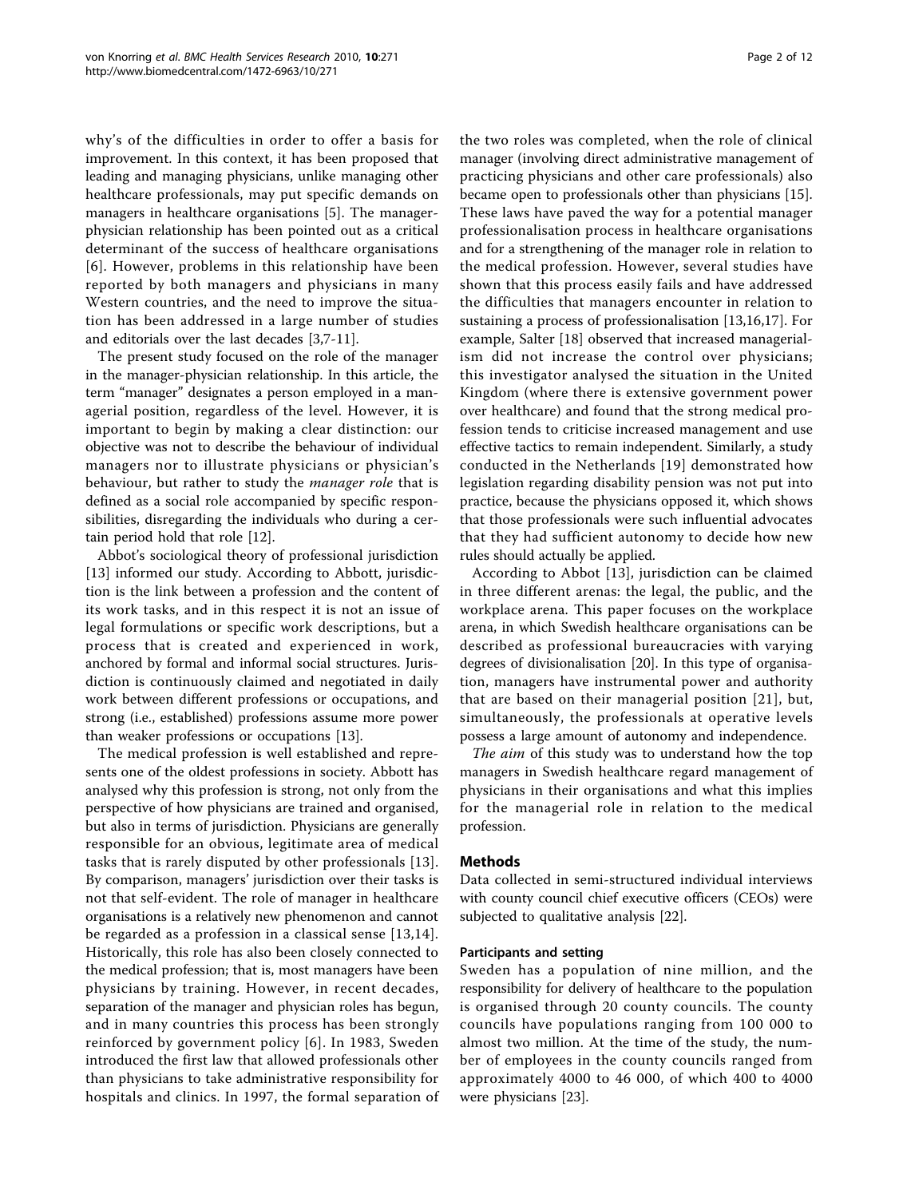why's of the difficulties in order to offer a basis for improvement. In this context, it has been proposed that leading and managing physicians, unlike managing other healthcare professionals, may put specific demands on managers in healthcare organisations [5]. The manager-physician relationship has been pointed out as a critical determinant of the success of healthcare organisations [6]. However, problems in this relationship have been reported by both managers and physicians in many Western countries, and the need to improve the situation has been addressed in a large number of studies and editorials over the last decades [3,7-11].

The present study focused on the role of the manager in the manager-physician relationship. In this article, the term "manager" designates a person employed in a managerial position, regardless of the level. However, it is important to begin by making a clear distinction: our objective was not to describe the behaviour of individual managers nor to illustrate physicians or physician's behaviour, but rather to study the *manager role* that is defined as a social role accompanied by specific responsibilities, disregarding the individuals who during a certain period hold that role [12].

Abbot's sociological theory of professional jurisdiction [13] informed our study. According to Abbott, jurisdiction is the link between a profession and the content of its work tasks, and in this respect it is not an issue of legal formulations or specific work descriptions, but a process that is created and experienced in work, anchored by formal and informal social structures. Jurisdiction is continuously claimed and negotiated in daily work between different professions or occupations, and strong (i.e., established) professions assume more power than weaker professions or occupations [13].

The medical profession is well established and represents one of the oldest professions in society. Abbott has analysed why this profession is strong, not only from the perspective of how physicians are trained and organised, but also in terms of jurisdiction. Physicians are generally responsible for an obvious, legitimate area of medical tasks that is rarely disputed by other professionals [13]. By comparison, managers' jurisdiction over their tasks is not that self-evident. The role of manager in healthcare organisations is a relatively new phenomenon and cannot be regarded as a profession in a classical sense [13,14]. Historically, this role has also been closely connected to the medical profession; that is, most managers have been physicians by training. However, in recent decades, separation of the manager and physician roles has begun, and in many countries this process has been strongly reinforced by government policy [6]. In 1983, Sweden introduced the first law that allowed professionals other than physicians to take administrative responsibility for hospitals and clinics. In 1997, the formal separation of the two roles was completed, when the role of clinical manager (involving direct administrative management of practicing physicians and other care professionals) also became open to professionals other than physicians [15]. These laws have paved the way for a potential manager professionalisation process in healthcare organisations and for a strengthening of the manager role in relation to the medical profession. However, several studies have shown that this process easily fails and have addressed the difficulties that managers encounter in relation to sustaining a process of professionalisation [13,16,17]. For example, Salter [18] observed that increased managerialism did not increase the control over physicians; this investigator analysed the situation in the United Kingdom (where there is extensive government power over healthcare) and found that the strong medical profession tends to criticise increased management and use effective tactics to remain independent. Similarly, a study conducted in the Netherlands [19] demonstrated how legislation regarding disability pension was not put into practice, because the physicians opposed it, which shows that those professionals were such influential advocates that they had sufficient autonomy to decide how new rules should actually be applied.

According to Abbot [13], jurisdiction can be claimed in three different arenas: the legal, the public, and the workplace arena. This paper focuses on the workplace arena, in which Swedish healthcare organisations can be described as professional bureaucracies with varying degrees of divisionalisation [20]. In this type of organisation, managers have instrumental power and authority that are based on their managerial position [21], but, simultaneously, the professionals at operative levels possess a large amount of autonomy and independence.

*The aim* of this study was to understand how the top managers in Swedish healthcare regard management of physicians in their organisations and what this implies for the managerial role in relation to the medical profession.

## Methods

Data collected in semi-structured individual interviews with county council chief executive officers (CEOs) were subjected to qualitative analysis [22].

### Participants and setting

Sweden has a population of nine million, and the responsibility for delivery of healthcare to the population is organised through 20 county councils. The county councils have populations ranging from 100 000 to almost two million. At the time of the study, the number of employees in the county councils ranged from approximately 4000 to 46 000, of which 400 to 4000 were physicians [23].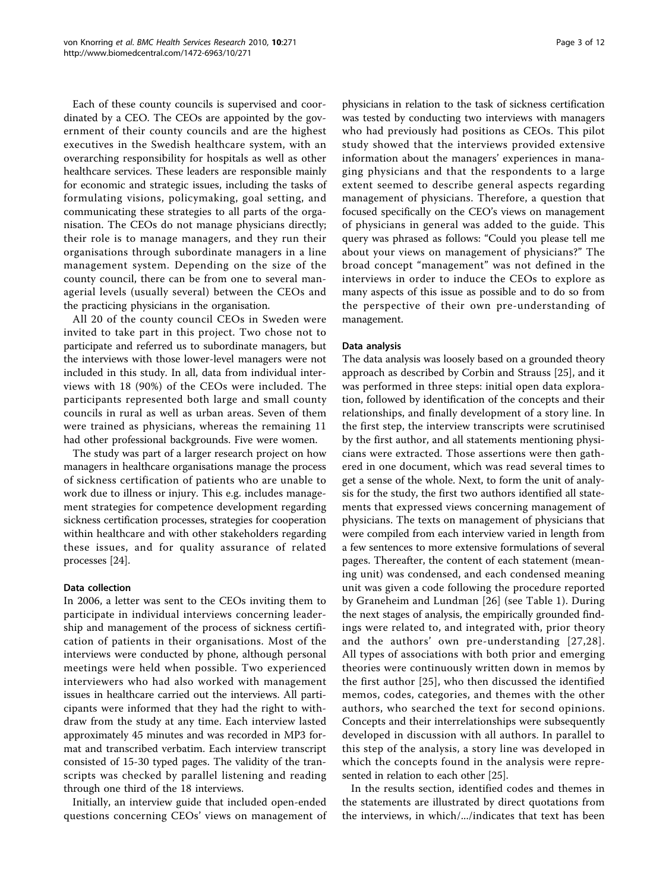Each of these county councils is supervised and coordinated by a CEO. The CEOs are appointed by the government of their county councils and are the highest executives in the Swedish healthcare system, with an overarching responsibility for hospitals as well as other healthcare services. These leaders are responsible mainly for economic and strategic issues, including the tasks of formulating visions, policymaking, goal setting, and communicating these strategies to all parts of the organisation. The CEOs do not manage physicians directly; their role is to manage managers, and they run their organisations through subordinate managers in a line management system. Depending on the size of the county council, there can be from one to several managerial levels (usually several) between the CEOs and the practicing physicians in the organisation.

All 20 of the county council CEOs in Sweden were invited to take part in this project. Two chose not to participate and referred us to subordinate managers, but the interviews with those lower-level managers were not included in this study. In all, data from individual interviews with 18 (90%) of the CEOs were included. The participants represented both large and small county councils in rural as well as urban areas. Seven of them were trained as physicians, whereas the remaining 11 had other professional backgrounds. Five were women.

The study was part of a larger research project on how managers in healthcare organisations manage the process of sickness certification of patients who are unable to work due to illness or injury. This e.g. includes management strategies for competence development regarding sickness certification processes, strategies for cooperation within healthcare and with other stakeholders regarding these issues, and for quality assurance of related processes [24].

#### Data collection

In 2006, a letter was sent to the CEOs inviting them to participate in individual interviews concerning leadership and management of the process of sickness certification of patients in their organisations. Most of the interviews were conducted by phone, although personal meetings were held when possible. Two experienced interviewers who had also worked with management issues in healthcare carried out the interviews. All participants were informed that they had the right to withdraw from the study at any time. Each interview lasted approximately 45 minutes and was recorded in MP3 format and transcribed verbatim. Each interview transcript consisted of 15-30 typed pages. The validity of the transcripts was checked by parallel listening and reading through one third of the 18 interviews.

Initially, an interview guide that included open-ended questions concerning CEOs' views on management of physicians in relation to the task of sickness certification was tested by conducting two interviews with managers who had previously had positions as CEOs. This pilot study showed that the interviews provided extensive information about the managers' experiences in managing physicians and that the respondents to a large extent seemed to describe general aspects regarding management of physicians. Therefore, a question that focused specifically on the CEO's views on management of physicians in general was added to the guide. This query was phrased as follows: "Could you please tell me about your views on management of physicians?" The broad concept "management" was not defined in the interviews in order to induce the CEOs to explore as many aspects of this issue as possible and to do so from the perspective of their own pre-understanding of management.

#### Data analysis

The data analysis was loosely based on a grounded theory approach as described by Corbin and Strauss [25], and it was performed in three steps: initial open data exploration, followed by identification of the concepts and their relationships, and finally development of a story line. In the first step, the interview transcripts were scrutinised by the first author, and all statements mentioning physicians were extracted. Those assertions were then gathered in one document, which was read several times to get a sense of the whole. Next, to form the unit of analysis for the study, the first two authors identified all statements that expressed views concerning management of physicians. The texts on management of physicians that were compiled from each interview varied in length from a few sentences to more extensive formulations of several pages. Thereafter, the content of each statement (meaning unit) was condensed, and each condensed meaning unit was given a code following the procedure reported by Graneheim and Lundman [26] (see Table 1). During the next stages of analysis, the empirically grounded findings were related to, and integrated with, prior theory and the authors' own pre-understanding [27,28]. All types of associations with both prior and emerging theories were continuously written down in memos by the first author [25], who then discussed the identified memos, codes, categories, and themes with the other authors, who searched the text for second opinions. Concepts and their interrelationships were subsequently developed in discussion with all authors. In parallel to this step of the analysis, a story line was developed in which the concepts found in the analysis were represented in relation to each other [25].

In the results section, identified codes and themes in the statements are illustrated by direct quotations from the interviews, in which/.../indicates that text has been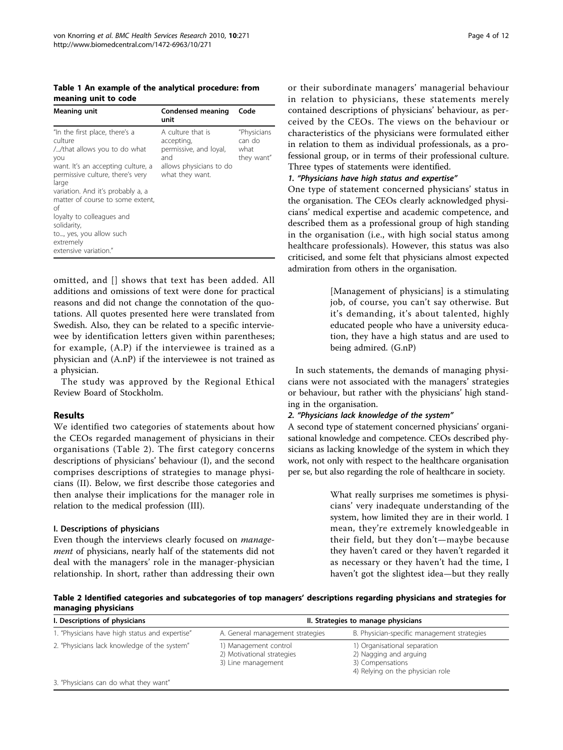**Table 1 An example of the analytical procedure: from meaning unit to code**

| Meaning unit | Condensed meaning unit | Code |
|---|---|---|
| "In the first place, there's a culture /.../that allows you to do what you want. It's an accepting culture, a permissive culture, there's very large variation. And it's probably a, a matter of course to some extent, of loyalty to colleagues and solidarity, to..., yes, you allow such extremely extensive variation." | A culture that is accepting, permissive, and loyal, and allows physicians to do what they want. | "Physicians can do what they want" |

omitted, and [] shows that text has been added. All additions and omissions of text were done for practical reasons and did not change the connotation of the quotations. All quotes presented here were translated from Swedish. Also, they can be related to a specific interviewee by identification letters given within parentheses; for example, (A.P) if the interviewee is trained as a physician and (A.nP) if the interviewee is not trained as a physician.

The study was approved by the Regional Ethical Review Board of Stockholm.

## Results

We identified two categories of statements about how the CEOs regarded management of physicians in their organisations (Table 2). The first category concerns descriptions of physicians' behaviour (I), and the second comprises descriptions of strategies to manage physicians (II). Below, we first describe those categories and then analyse their implications for the manager role in relation to the medical profession (III).

### I. Descriptions of physicians

Even though the interviews clearly focused on *management* of physicians, nearly half of the statements did not deal with the managers' role in the manager-physician relationship. In short, rather than addressing their own or their subordinate managers' managerial behaviour in relation to physicians, these statements merely contained descriptions of physicians' behaviour, as perceived by the CEOs. The views on the behaviour or characteristics of the physicians were formulated either in relation to them as individual professionals, as a professional group, or in terms of their professional culture. Three types of statements were identified.

#### 1. "Physicians have high status and expertise"

One type of statement concerned physicians' status in the organisation. The CEOs clearly acknowledged physicians' medical expertise and academic competence, and described them as a professional group of high standing in the organisation (i.e., with high social status among healthcare professionals). However, this status was also criticised, and some felt that physicians almost expected admiration from others in the organisation.

> [Management of physicians] is a stimulating job, of course, you can't say otherwise. But it's demanding, it's about talented, highly educated people who have a university education, they have a high status and are used to being admired. (G.nP)

In such statements, the demands of managing physicians were not associated with the managers' strategies or behaviour, but rather with the physicians' high standing in the organisation.

#### 2. "Physicians lack knowledge of the system"

A second type of statement concerned physicians' organisational knowledge and competence. CEOs described physicians as lacking knowledge of the system in which they work, not only with respect to the healthcare organisation per se, but also regarding the role of healthcare in society.

> What really surprises me sometimes is physicians' very inadequate understanding of the system, how limited they are in their world. I mean, they're extremely knowledgeable in their field, but they don't—maybe because they haven't cared or they haven't regarded it as necessary or they haven't had the time, I haven't got the slightest idea—but they really

**Table 2 Identified categories and subcategories of top managers' descriptions regarding physicians and strategies for managing physicians**

| I. Descriptions of physicians | II. Strategies to manage physicians | |
|---|---|---|
| 1. "Physicians have high status and expertise" | A. General management strategies | B. Physician-specific management strategies |
| 2. "Physicians lack knowledge of the system" | 1) Management control<br>2) Motivational strategies<br>3) Line management | 1) Organisational separation<br>2) Nagging and arguing<br>3) Compensations<br>4) Relying on the physician role |
| 3. "Physicians can do what they want" | | |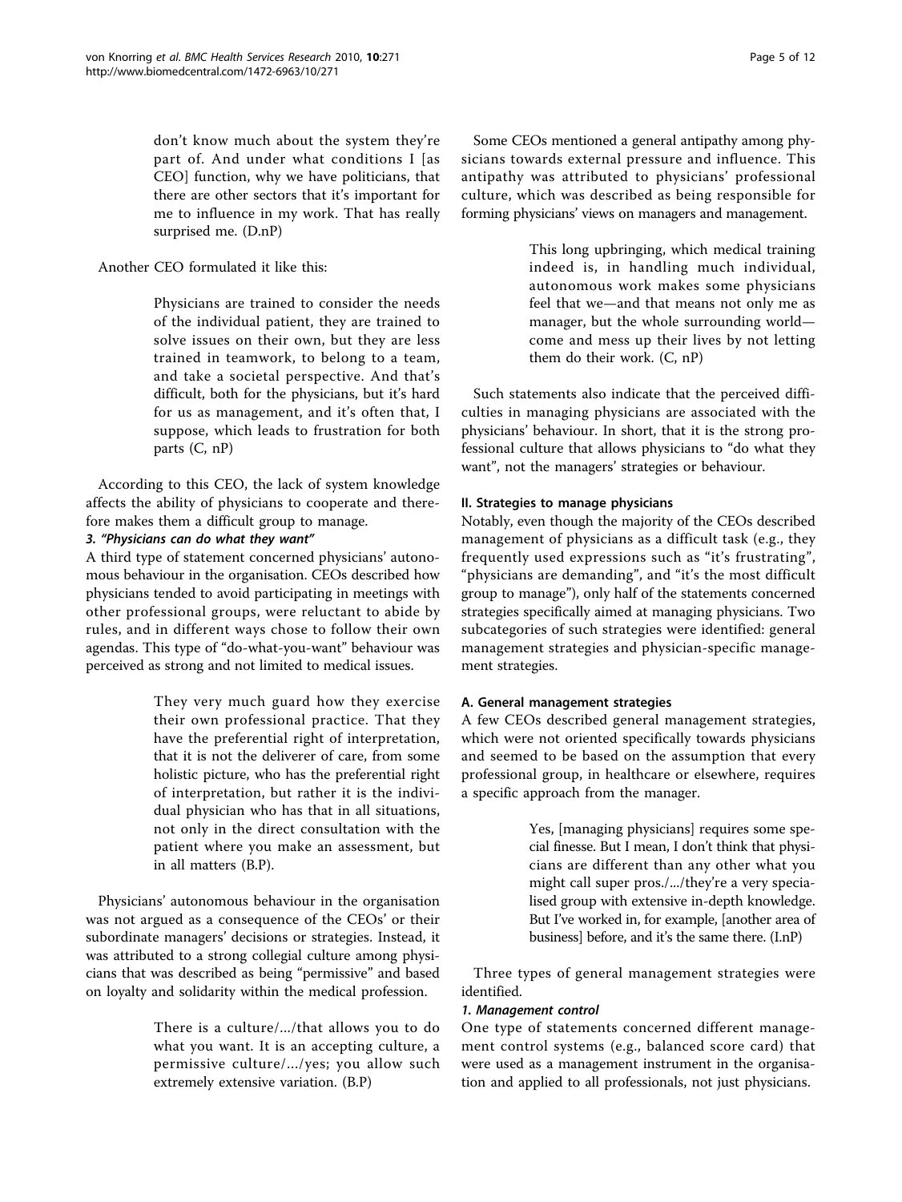> don't know much about the system they're part of. And under what conditions I [as CEO] function, why we have politicians, that there are other sectors that it's important for me to influence in my work. That has really surprised me. (D.nP)

Another CEO formulated it like this:

> Physicians are trained to consider the needs of the individual patient, they are trained to solve issues on their own, but they are less trained in teamwork, to belong to a team, and take a societal perspective. And that's difficult, both for the physicians, but it's hard for us as management, and it's often that, I suppose, which leads to frustration for both parts (C, nP)

According to this CEO, the lack of system knowledge affects the ability of physicians to cooperate and therefore makes them a difficult group to manage.

#### *3. "Physicians can do what they want"*

A third type of statement concerned physicians' autonomous behaviour in the organisation. CEOs described how physicians tended to avoid participating in meetings with other professional groups, were reluctant to abide by rules, and in different ways chose to follow their own agendas. This type of "do-what-you-want" behaviour was perceived as strong and not limited to medical issues.

> They very much guard how they exercise their own professional practice. That they have the preferential right of interpretation, that it is not the deliverer of care, from some holistic picture, who has the preferential right of interpretation, but rather it is the individual physician who has that in all situations, not only in the direct consultation with the patient where you make an assessment, but in all matters (B.P).

Physicians' autonomous behaviour in the organisation was not argued as a consequence of the CEOs' or their subordinate managers' decisions or strategies. Instead, it was attributed to a strong collegial culture among physicians that was described as being "permissive" and based on loyalty and solidarity within the medical profession.

> There is a culture/.../that allows you to do what you want. It is an accepting culture, a permissive culture/.../yes; you allow such extremely extensive variation. (B.P)

Some CEOs mentioned a general antipathy among physicians towards external pressure and influence. This antipathy was attributed to physicians' professional culture, which was described as being responsible for forming physicians' views on managers and management.

> This long upbringing, which medical training indeed is, in handling much individual, autonomous work makes some physicians feel that we—and that means not only me as manager, but the whole surrounding world—come and mess up their lives by not letting them do their work. (C, nP)

Such statements also indicate that the perceived difficulties in managing physicians are associated with the physicians' behaviour. In short, that it is the strong professional culture that allows physicians to "do what they want", not the managers' strategies or behaviour.

### II. Strategies to manage physicians

Notably, even though the majority of the CEOs described management of physicians as a difficult task (e.g., they frequently used expressions such as "it's frustrating", "physicians are demanding", and "it's the most difficult group to manage"), only half of the statements concerned strategies specifically aimed at managing physicians. Two subcategories of such strategies were identified: general management strategies and physician-specific management strategies.

### A. General management strategies

A few CEOs described general management strategies, which were not oriented specifically towards physicians and seemed to be based on the assumption that every professional group, in healthcare or elsewhere, requires a specific approach from the manager.

> Yes, [managing physicians] requires some special finesse. But I mean, I don't think that physicians are different than any other what you might call super pros./.../they're a very specialised group with extensive in-depth knowledge. But I've worked in, for example, [another area of business] before, and it's the same there. (I.nP)

Three types of general management strategies were identified.

#### *1. Management control*

One type of statements concerned different management control systems (e.g., balanced score card) that were used as a management instrument in the organisation and applied to all professionals, not just physicians.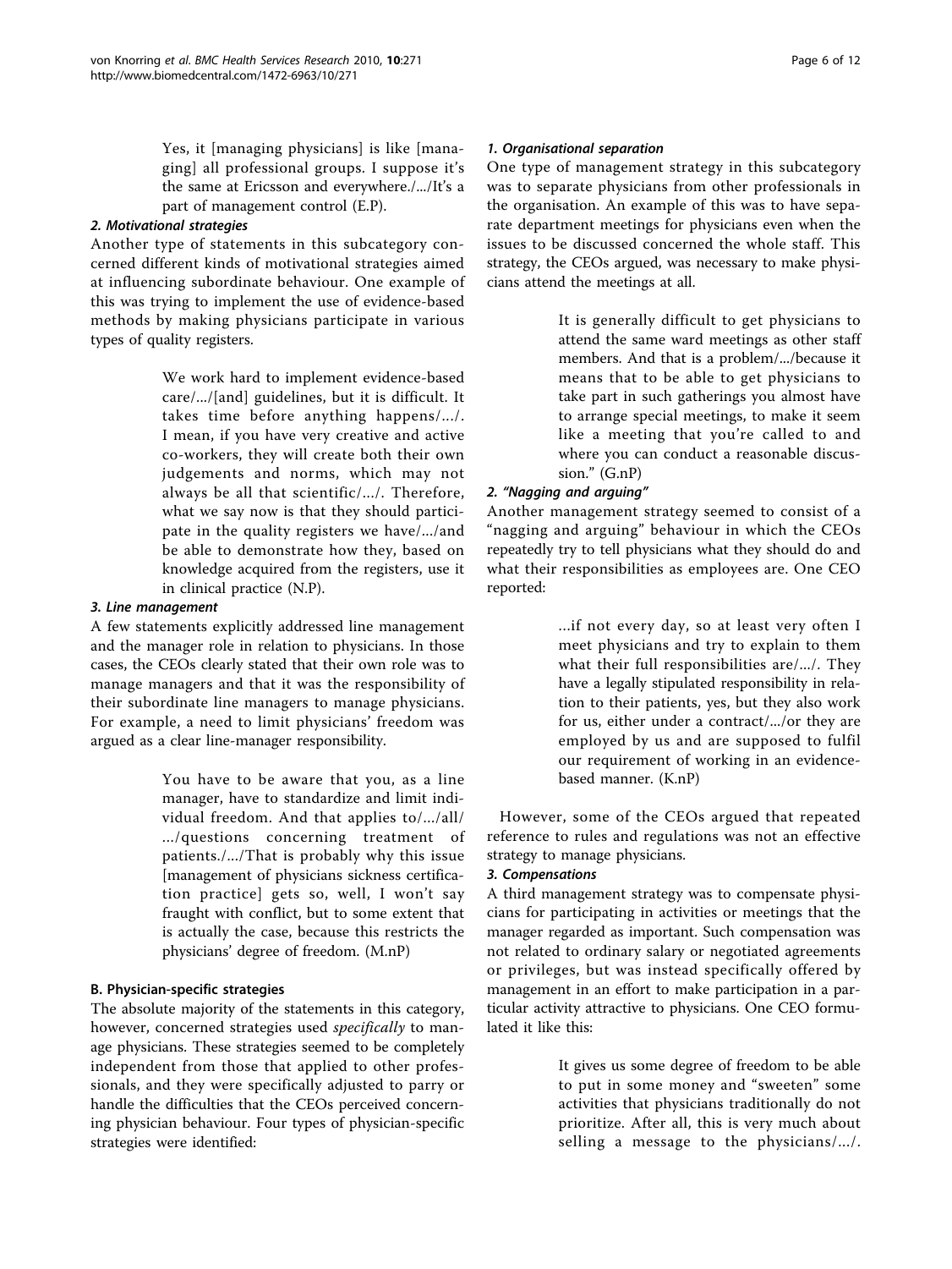> Yes, it [managing physicians] is like [managing] all professional groups. I suppose it's the same at Ericsson and everywhere./.../It's a part of management control (E.P).

#### 2. Motivational strategies

Another type of statements in this subcategory concerned different kinds of motivational strategies aimed at influencing subordinate behaviour. One example of this was trying to implement the use of evidence-based methods by making physicians participate in various types of quality registers.

> We work hard to implement evidence-based care/.../[and] guidelines, but it is difficult. It takes time before anything happens/.../. I mean, if you have very creative and active co-workers, they will create both their own judgements and norms, which may not always be all that scientific/.../. Therefore, what we say now is that they should participate in the quality registers we have/.../and be able to demonstrate how they, based on knowledge acquired from the registers, use it in clinical practice (N.P).

#### 3. Line management

A few statements explicitly addressed line management and the manager role in relation to physicians. In those cases, the CEOs clearly stated that their own role was to manage managers and that it was the responsibility of their subordinate line managers to manage physicians. For example, a need to limit physicians' freedom was argued as a clear line-manager responsibility.

> You have to be aware that you, as a line manager, have to standardize and limit individual freedom. And that applies to/.../all/.../questions concerning treatment of patients./.../That is probably why this issue [management of physicians sickness certification practice] gets so, well, I won't say fraught with conflict, but to some extent that is actually the case, because this restricts the physicians' degree of freedom. (M.nP)

### B. Physician-specific strategies

The absolute majority of the statements in this category, however, concerned strategies used *specifically* to manage physicians. These strategies seemed to be completely independent from those that applied to other professionals, and they were specifically adjusted to parry or handle the difficulties that the CEOs perceived concerning physician behaviour. Four types of physician-specific strategies were identified:

#### 1. Organisational separation

One type of management strategy in this subcategory was to separate physicians from other professionals in the organisation. An example of this was to have separate department meetings for physicians even when the issues to be discussed concerned the whole staff. This strategy, the CEOs argued, was necessary to make physicians attend the meetings at all.

> It is generally difficult to get physicians to attend the same ward meetings as other staff members. And that is a problem/.../because it means that to be able to get physicians to take part in such gatherings you almost have to arrange special meetings, to make it seem like a meeting that you're called to and where you can conduct a reasonable discussion." (G.nP)

#### 2. "Nagging and arguing"

Another management strategy seemed to consist of a "nagging and arguing" behaviour in which the CEOs repeatedly try to tell physicians what they should do and what their responsibilities as employees are. One CEO reported:

> ...if not every day, so at least very often I meet physicians and try to explain to them what their full responsibilities are/.../. They have a legally stipulated responsibility in relation to their patients, yes, but they also work for us, either under a contract/.../or they are employed by us and are supposed to fulfil our requirement of working in an evidence-based manner. (K.nP)

However, some of the CEOs argued that repeated reference to rules and regulations was not an effective strategy to manage physicians.

#### 3. Compensations

A third management strategy was to compensate physicians for participating in activities or meetings that the manager regarded as important. Such compensation was not related to ordinary salary or negotiated agreements or privileges, but was instead specifically offered by management in an effort to make participation in a particular activity attractive to physicians. One CEO formulated it like this:

> It gives us some degree of freedom to be able to put in some money and "sweeten" some activities that physicians traditionally do not prioritize. After all, this is very much about selling a message to the physicians/.../.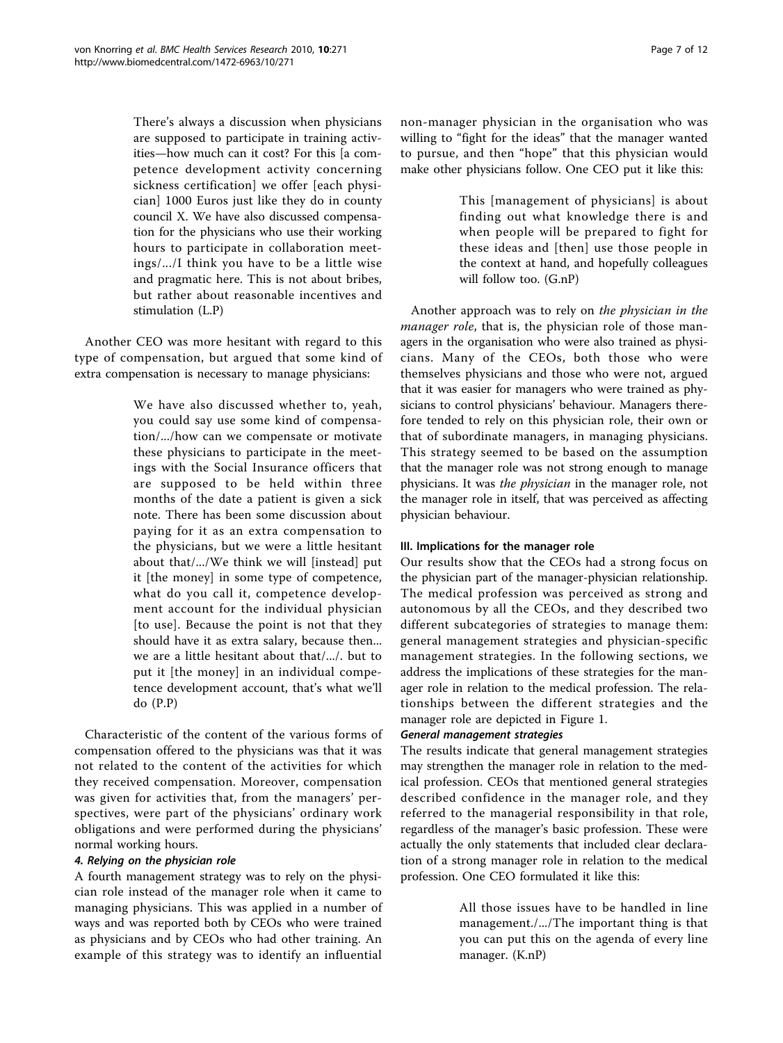> There's always a discussion when physicians are supposed to participate in training activities—how much can it cost? For this [a competence development activity concerning sickness certification] we offer [each physician] 1000 Euros just like they do in county council X. We have also discussed compensation for the physicians who use their working hours to participate in collaboration meetings/.../I think you have to be a little wise and pragmatic here. This is not about bribes, but rather about reasonable incentives and stimulation (L.P)

Another CEO was more hesitant with regard to this type of compensation, but argued that some kind of extra compensation is necessary to manage physicians:

> We have also discussed whether to, yeah, you could say use some kind of compensation/.../how can we compensate or motivate these physicians to participate in the meetings with the Social Insurance officers that are supposed to be held within three months of the date a patient is given a sick note. There has been some discussion about paying for it as an extra compensation to the physicians, but we were a little hesitant about that/.../We think we will [instead] put it [the money] in some type of competence, what do you call it, competence development account for the individual physician [to use]. Because the point is not that they should have it as extra salary, because then... we are a little hesitant about that/.../. but to put it [the money] in an individual competence development account, that's what we'll do (P.P)

Characteristic of the content of the various forms of compensation offered to the physicians was that it was not related to the content of the activities for which they received compensation. Moreover, compensation was given for activities that, from the managers' perspectives, were part of the physicians' ordinary work obligations and were performed during the physicians' normal working hours.

#### 4. Relying on the physician role

A fourth management strategy was to rely on the physician role instead of the manager role when it came to managing physicians. This was applied in a number of ways and was reported both by CEOs who were trained as physicians and by CEOs who had other training. An example of this strategy was to identify an influential non-manager physician in the organisation who was willing to "fight for the ideas" that the manager wanted to pursue, and then "hope" that this physician would make other physicians follow. One CEO put it like this:

> This [management of physicians] is about finding out what knowledge there is and when people will be prepared to fight for these ideas and [then] use those people in the context at hand, and hopefully colleagues will follow too. (G.nP)

Another approach was to rely on *the physician in the manager role*, that is, the physician role of those managers in the organisation who were also trained as physicians. Many of the CEOs, both those who were themselves physicians and those who were not, argued that it was easier for managers who were trained as physicians to control physicians' behaviour. Managers therefore tended to rely on this physician role, their own or that of subordinate managers, in managing physicians. This strategy seemed to be based on the assumption that the manager role was not strong enough to manage physicians. It was *the physician* in the manager role, not the manager role in itself, that was perceived as affecting physician behaviour.

### III. Implications for the manager role

Our results show that the CEOs had a strong focus on the physician part of the manager-physician relationship. The medical profession was perceived as strong and autonomous by all the CEOs, and they described two different subcategories of strategies to manage them: general management strategies and physician-specific management strategies. In the following sections, we address the implications of these strategies for the manager role in relation to the medical profession. The relationships between the different strategies and the manager role are depicted in Figure 1.

#### General management strategies

The results indicate that general management strategies may strengthen the manager role in relation to the medical profession. CEOs that mentioned general strategies described confidence in the manager role, and they referred to the managerial responsibility in that role, regardless of the manager's basic profession. These were actually the only statements that included clear declaration of a strong manager role in relation to the medical profession. One CEO formulated it like this:

> All those issues have to be handled in line management./.../The important thing is that you can put this on the agenda of every line manager. (K.nP)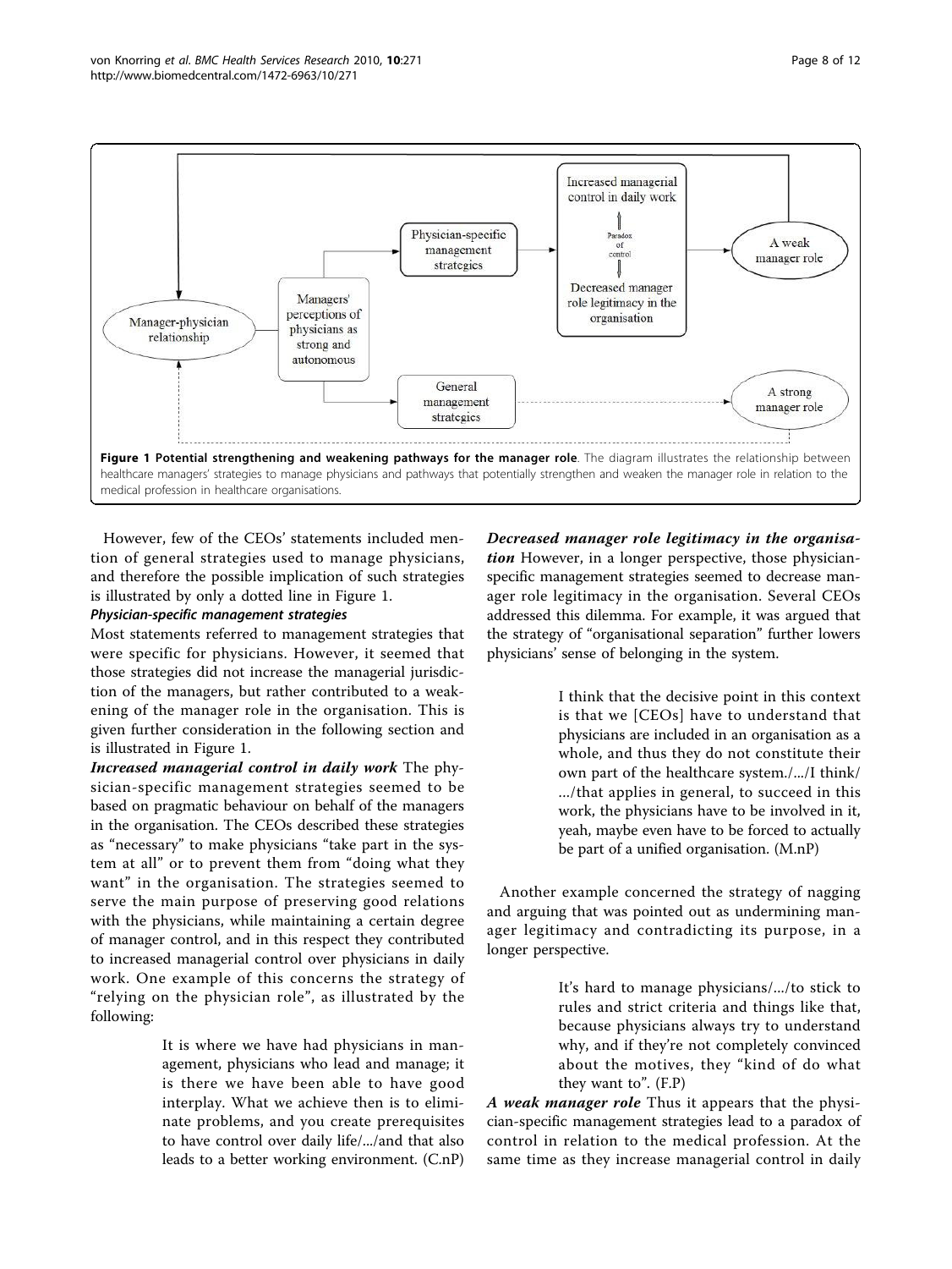**Figure 1 Potential strengthening and weakening pathways for the manager role**. The diagram illustrates the relationship between healthcare managers' strategies to manage physicians and pathways that potentially strengthen and weaken the manager role in relation to the medical profession in healthcare organisations.

However, few of the CEOs' statements included mention of general strategies used to manage physicians, and therefore the possible implication of such strategies is illustrated by only a dotted line in Figure 1.

#### Physician-specific management strategies

Most statements referred to management strategies that were specific for physicians. However, it seemed that those strategies did not increase the managerial jurisdiction of the managers, but rather contributed to a weakening of the manager role in the organisation. This is given further consideration in the following section and is illustrated in Figure 1.

***Increased managerial control in daily work*** The physician-specific management strategies seemed to be based on pragmatic behaviour on behalf of the managers in the organisation. The CEOs described these strategies as "necessary" to make physicians "take part in the system at all" or to prevent them from "doing what they want" in the organisation. The strategies seemed to serve the main purpose of preserving good relations with the physicians, while maintaining a certain degree of manager control, and in this respect they contributed to increased managerial control over physicians in daily work. One example of this concerns the strategy of "relying on the physician role", as illustrated by the following:

> It is where we have had physicians in management, physicians who lead and manage; it is there we have been able to have good interplay. What we achieve then is to eliminate problems, and you create prerequisites to have control over daily life/.../and that also leads to a better working environment. (C.nP)

***Decreased manager role legitimacy in the organisation*** However, in a longer perspective, those physician-specific management strategies seemed to decrease manager role legitimacy in the organisation. Several CEOs addressed this dilemma. For example, it was argued that the strategy of "organisational separation" further lowers physicians' sense of belonging in the system.

> I think that the decisive point in this context is that we [CEOs] have to understand that physicians are included in an organisation as a whole, and thus they do not constitute their own part of the healthcare system./.../I think/ .../that applies in general, to succeed in this work, the physicians have to be involved in it, yeah, maybe even have to be forced to actually be part of a unified organisation. (M.nP)

Another example concerned the strategy of nagging and arguing that was pointed out as undermining manager legitimacy and contradicting its purpose, in a longer perspective.

> It's hard to manage physicians/.../to stick to rules and strict criteria and things like that, because physicians always try to understand why, and if they're not completely convinced about the motives, they "kind of do what they want to". (F.P)

***A weak manager role*** Thus it appears that the physician-specific management strategies lead to a paradox of control in relation to the medical profession. At the same time as they increase managerial control in daily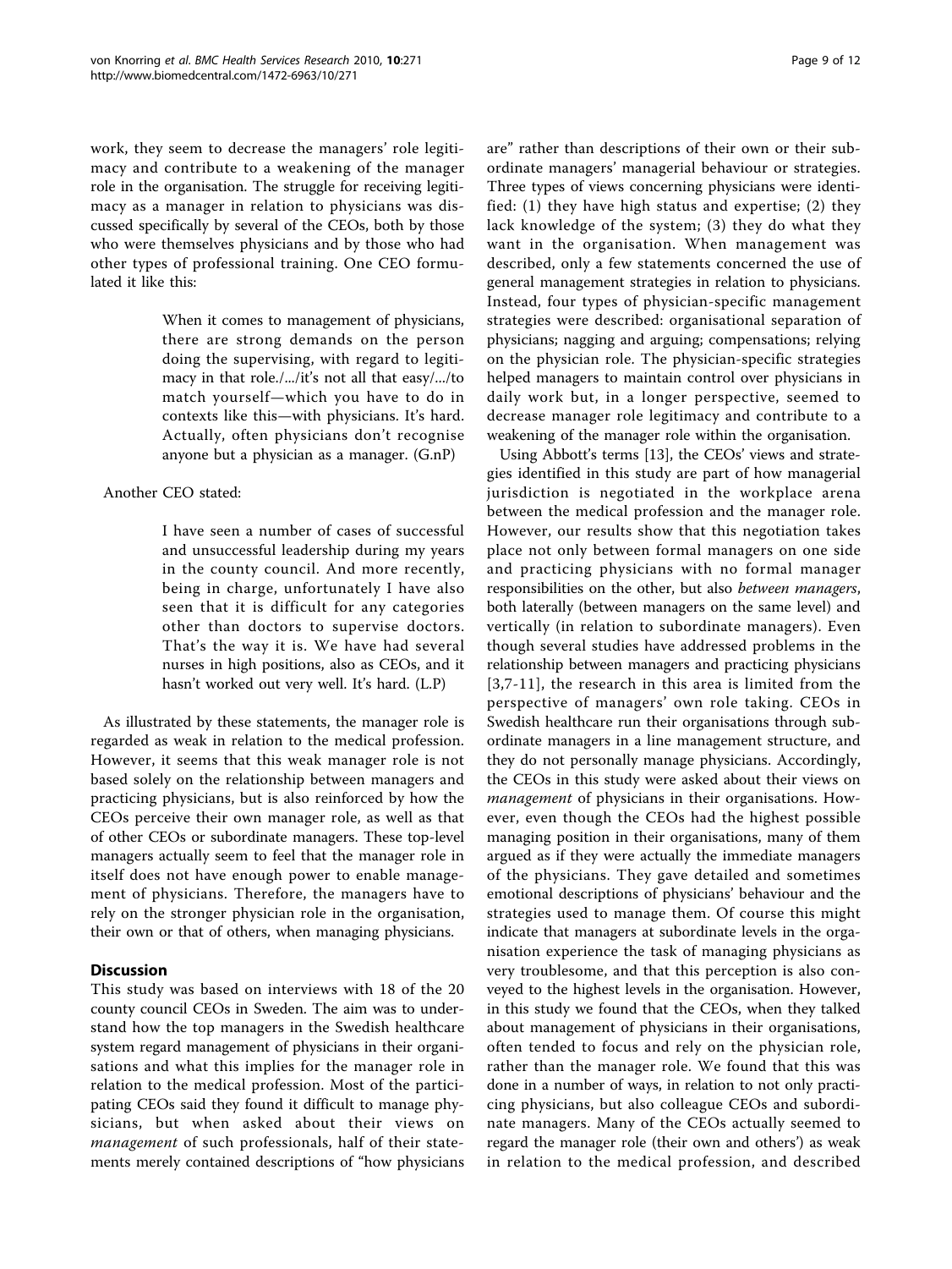work, they seem to decrease the managers' role legitimacy and contribute to a weakening of the manager role in the organisation. The struggle for receiving legitimacy as a manager in relation to physicians was discussed specifically by several of the CEOs, both by those who were themselves physicians and by those who had other types of professional training. One CEO formulated it like this:

> When it comes to management of physicians, there are strong demands on the person doing the supervising, with regard to legitimacy in that role./.../it's not all that easy/.../to match yourself—which you have to do in contexts like this—with physicians. It's hard. Actually, often physicians don't recognise anyone but a physician as a manager. (G.nP)

Another CEO stated:

> I have seen a number of cases of successful and unsuccessful leadership during my years in the county council. And more recently, being in charge, unfortunately I have also seen that it is difficult for any categories other than doctors to supervise doctors. That's the way it is. We have had several nurses in high positions, also as CEOs, and it hasn't worked out very well. It's hard. (L.P)

As illustrated by these statements, the manager role is regarded as weak in relation to the medical profession. However, it seems that this weak manager role is not based solely on the relationship between managers and practicing physicians, but is also reinforced by how the CEOs perceive their own manager role, as well as that of other CEOs or subordinate managers. These top-level managers actually seem to feel that the manager role in itself does not have enough power to enable management of physicians. Therefore, the managers have to rely on the stronger physician role in the organisation, their own or that of others, when managing physicians.

## Discussion

This study was based on interviews with 18 of the 20 county council CEOs in Sweden. The aim was to understand how the top managers in the Swedish healthcare system regard management of physicians in their organisations and what this implies for the manager role in relation to the medical profession. Most of the participating CEOs said they found it difficult to manage physicians, but when asked about their views on *management* of such professionals, half of their statements merely contained descriptions of "how physicians are" rather than descriptions of their own or their subordinate managers' managerial behaviour or strategies. Three types of views concerning physicians were identified: (1) they have high status and expertise; (2) they lack knowledge of the system; (3) they do what they want in the organisation. When management was described, only a few statements concerned the use of general management strategies in relation to physicians. Instead, four types of physician-specific management strategies were described: organisational separation of physicians; nagging and arguing; compensations; relying on the physician role. The physician-specific strategies helped managers to maintain control over physicians in daily work but, in a longer perspective, seemed to decrease manager role legitimacy and contribute to a weakening of the manager role within the organisation.

Using Abbott's terms [13], the CEOs' views and strategies identified in this study are part of how managerial jurisdiction is negotiated in the workplace arena between the medical profession and the manager role. However, our results show that this negotiation takes place not only between formal managers on one side and practicing physicians with no formal manager responsibilities on the other, but also *between managers*, both laterally (between managers on the same level) and vertically (in relation to subordinate managers). Even though several studies have addressed problems in the relationship between managers and practicing physicians [3,7-11], the research in this area is limited from the perspective of managers' own role taking. CEOs in Swedish healthcare run their organisations through subordinate managers in a line management structure, and they do not personally manage physicians. Accordingly, the CEOs in this study were asked about their views on *management* of physicians in their organisations. However, even though the CEOs had the highest possible managing position in their organisations, many of them argued as if they were actually the immediate managers of the physicians. They gave detailed and sometimes emotional descriptions of physicians' behaviour and the strategies used to manage them. Of course this might indicate that managers at subordinate levels in the organisation experience the task of managing physicians as very troublesome, and that this perception is also conveyed to the highest levels in the organisation. However, in this study we found that the CEOs, when they talked about management of physicians in their organisations, often tended to focus and rely on the physician role, rather than the manager role. We found that this was done in a number of ways, in relation to not only practicing physicians, but also colleague CEOs and subordinate managers. Many of the CEOs actually seemed to regard the manager role (their own and others') as weak in relation to the medical profession, and described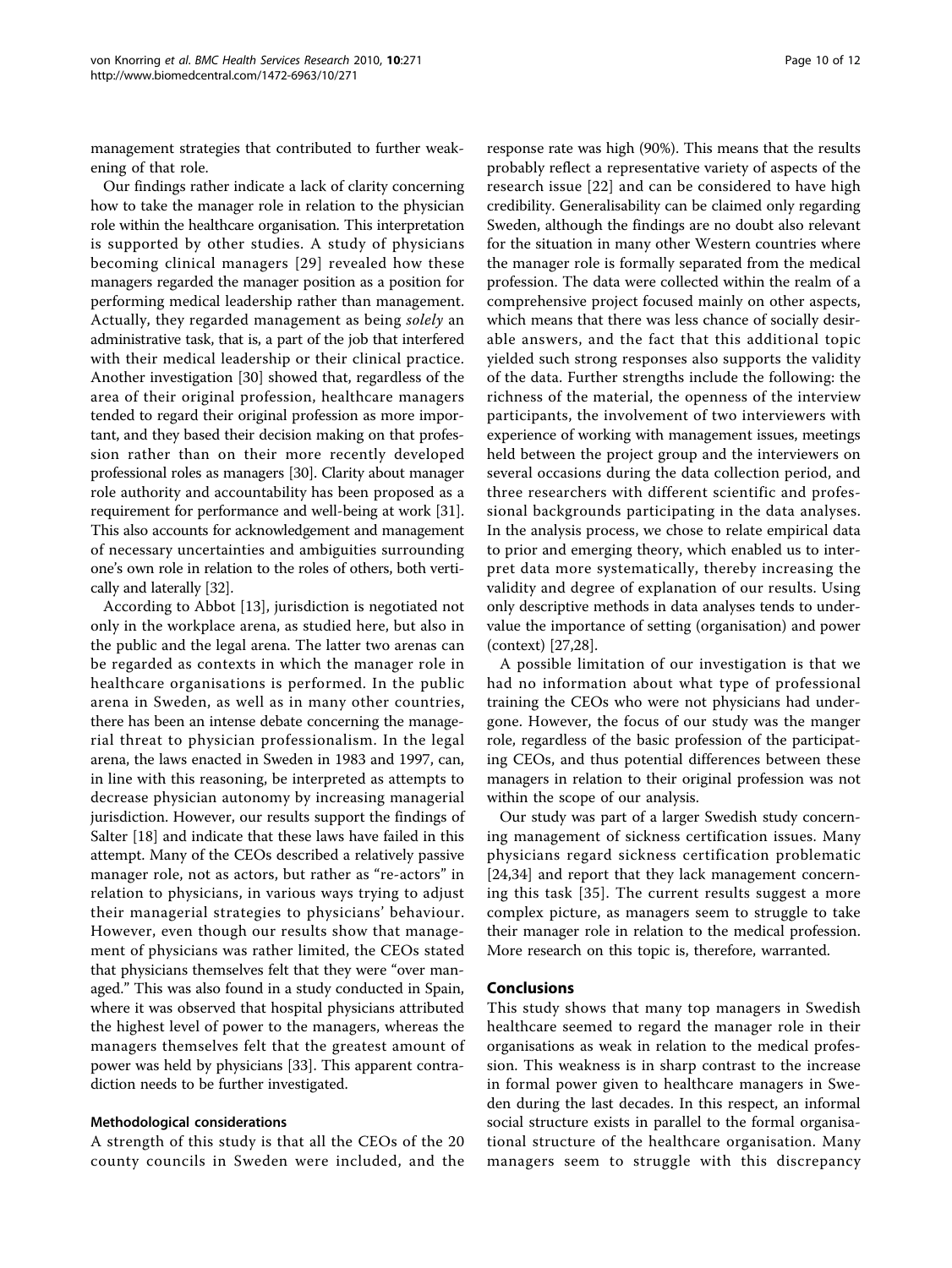management strategies that contributed to further weakening of that role.

Our findings rather indicate a lack of clarity concerning how to take the manager role in relation to the physician role within the healthcare organisation. This interpretation is supported by other studies. A study of physicians becoming clinical managers [29] revealed how these managers regarded the manager position as a position for performing medical leadership rather than management. Actually, they regarded management as being *solely* an administrative task, that is, a part of the job that interfered with their medical leadership or their clinical practice. Another investigation [30] showed that, regardless of the area of their original profession, healthcare managers tended to regard their original profession as more important, and they based their decision making on that profession rather than on their more recently developed professional roles as managers [30]. Clarity about manager role authority and accountability has been proposed as a requirement for performance and well-being at work [31]. This also accounts for acknowledgement and management of necessary uncertainties and ambiguities surrounding one's own role in relation to the roles of others, both vertically and laterally [32].

According to Abbot [13], jurisdiction is negotiated not only in the workplace arena, as studied here, but also in the public and the legal arena. The latter two arenas can be regarded as contexts in which the manager role in healthcare organisations is performed. In the public arena in Sweden, as well as in many other countries, there has been an intense debate concerning the managerial threat to physician professionalism. In the legal arena, the laws enacted in Sweden in 1983 and 1997, can, in line with this reasoning, be interpreted as attempts to decrease physician autonomy by increasing managerial jurisdiction. However, our results support the findings of Salter [18] and indicate that these laws have failed in this attempt. Many of the CEOs described a relatively passive manager role, not as actors, but rather as "re-actors" in relation to physicians, in various ways trying to adjust their managerial strategies to physicians' behaviour. However, even though our results show that management of physicians was rather limited, the CEOs stated that physicians themselves felt that they were "over managed." This was also found in a study conducted in Spain, where it was observed that hospital physicians attributed the highest level of power to the managers, whereas the managers themselves felt that the greatest amount of power was held by physicians [33]. This apparent contradiction needs to be further investigated.

### Methodological considerations

A strength of this study is that all the CEOs of the 20 county councils in Sweden were included, and the response rate was high (90%). This means that the results probably reflect a representative variety of aspects of the research issue [22] and can be considered to have high credibility. Generalisability can be claimed only regarding Sweden, although the findings are no doubt also relevant for the situation in many other Western countries where the manager role is formally separated from the medical profession. The data were collected within the realm of a comprehensive project focused mainly on other aspects, which means that there was less chance of socially desirable answers, and the fact that this additional topic yielded such strong responses also supports the validity of the data. Further strengths include the following: the richness of the material, the openness of the interview participants, the involvement of two interviewers with experience of working with management issues, meetings held between the project group and the interviewers on several occasions during the data collection period, and three researchers with different scientific and professional backgrounds participating in the data analyses. In the analysis process, we chose to relate empirical data to prior and emerging theory, which enabled us to interpret data more systematically, thereby increasing the validity and degree of explanation of our results. Using only descriptive methods in data analyses tends to undervalue the importance of setting (organisation) and power (context) [27,28].

A possible limitation of our investigation is that we had no information about what type of professional training the CEOs who were not physicians had undergone. However, the focus of our study was the manger role, regardless of the basic profession of the participating CEOs, and thus potential differences between these managers in relation to their original profession was not within the scope of our analysis.

Our study was part of a larger Swedish study concerning management of sickness certification issues. Many physicians regard sickness certification problematic [24,34] and report that they lack management concerning this task [35]. The current results suggest a more complex picture, as managers seem to struggle to take their manager role in relation to the medical profession. More research on this topic is, therefore, warranted.

## Conclusions

This study shows that many top managers in Swedish healthcare seemed to regard the manager role in their organisations as weak in relation to the medical profession. This weakness is in sharp contrast to the increase in formal power given to healthcare managers in Sweden during the last decades. In this respect, an informal social structure exists in parallel to the formal organisational structure of the healthcare organisation. Many managers seem to struggle with this discrepancy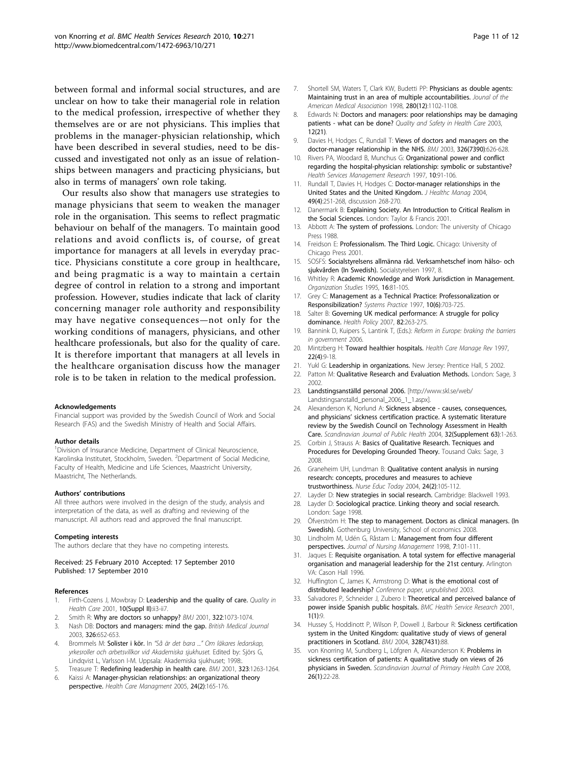between formal and informal social structures, and are unclear on how to take their managerial role in relation to the medical profession, irrespective of whether they themselves are or are not physicians. This implies that problems in the manager-physician relationship, which have been described in several studies, need to be discussed and investigated not only as an issue of relationships between managers and practicing physicians, but also in terms of managers' own role taking.

Our results also show that managers use strategies to manage physicians that seem to weaken the manager role in the organisation. This seems to reflect pragmatic behaviour on behalf of the managers. To maintain good relations and avoid conflicts is, of course, of great importance for managers at all levels in everyday practice. Physicians constitute a core group in healthcare, and being pragmatic is a way to maintain a certain degree of control in relation to a strong and important profession. However, studies indicate that lack of clarity concerning manager role authority and responsibility may have negative consequences—not only for the working conditions of managers, physicians, and other healthcare professionals, but also for the quality of care. It is therefore important that managers at all levels in the healthcare organisation discuss how the manager role is to be taken in relation to the medical profession.

#### Acknowledgements

Financial support was provided by the Swedish Council of Work and Social Research (FAS) and the Swedish Ministry of Health and Social Affairs.

#### Author details

[1]Division of Insurance Medicine, Department of Clinical Neuroscience, Karolinska Institutet, Stockholm, Sweden. [2]Department of Social Medicine, Faculty of Health, Medicine and Life Sciences, Maastricht University, Maastricht, The Netherlands.

#### Authors' contributions

All three authors were involved in the design of the study, analysis and interpretation of the data, as well as drafting and reviewing of the manuscript. All authors read and approved the final manuscript.

#### Competing interests

The authors declare that they have no competing interests.

Received: 25 February 2010 Accepted: 17 September 2010
Published: 17 September 2010

#### References

1. Firth-Cozens J, Mowbray D: **Leadership and the quality of care.** *Quality in Health Care* 2001, **10(Suppl II)**:ii3-ii7.
2. Smith R: **Why are doctors so unhappy?** *BMJ* 2001, **322**:1073-1074.
3. Nash DB: **Doctors and managers: mind the gap.** *British Medical Journal* 2003, **326**:652-653.
4. Brommels M: **Solister i kör.** In *"Så är det bara ..." Om läkares ledarskap, yrkesroller och arbetsvillkor vid Akademiska sjukhuset.* Edited by: Sjörs G, Lindqvist L, Varlsson I-M. Uppsala: Akademiska sjukhuset; 1998:.
5. Treasure T: **Redefining leadership in health care.** *BMJ* 2001, **323**:1263-1264.
6. Kaissi A: **Manager-physician relationships: an organizational theory perspective.** *Health Care Managment* 2005, **24(2)**:165-176.
7. Shortell SM, Waters T, Clark KW, Budetti PP: **Physicians as double agents: Maintaining trust in an area of multiple accountabilities.** *Journal of the American Medical Association* 1998, **280(12)**:1102-1108.
8. Edwards N: **Doctors and managers: poor relationships may be damaging patients - what can be done?** *Quality and Safety in Health Care* 2003, **12(21)**.
9. Davies H, Hodges C, Rundall T: **Views of doctors and managers on the doctor-manager relationship in the NHS.** *BMJ* 2003, **326(7390)**:626-628.
10. Rivers PA, Woodard B, Munchus G: **Organizational power and conflict regarding the hospital-physician relationship: symbolic or substantive?** *Health Services Management Research* 1997, **10**:91-106.
11. Rundall T, Davies H, Hodges C: **Doctor-manager relationships in the United States and the United Kingdom.** *J Healthc Manag* 2004, **49(4)**:251-268, discussion 268-270.
12. Danermark B: **Explaining Society. An Introduction to Critical Realism in the Social Sciences.** London: Taylor & Francis 2001.
13. Abbott A: **The system of professions.** London: The university of Chicago Press 1988.
14. Freidson E: **Professionalism. The Third Logic.** Chicago: University of Chicago Press 2001.
15. SOSFS: **Socialstyrelsens allmänna råd. Verksamhetschef inom hälso- och sjukvården (In Swedish).** Socialstyrelsen 1997, 8.
16. Whitley R: **Academic Knowledge and Work Jurisdiction in Management.** *Organization Studies* 1995, **16**:81-105.
17. Grey C: **Management as a Technical Practice: Professonalization or Responsibilization?** *Systems Practice* 1997, **10(6)**:703-725.
18. Salter B: **Governing UK medical performance: A struggle for policy dominance.** *Health Policy* 2007, **82**:263-275.
19. Bannink D, Kuipers S, Lantink T, (Eds.): *Reform in Europe: braking the barriers in government* 2006.
20. Mintzberg H: **Toward healthier hospitals.** *Health Care Manage Rev* 1997, **22(4)**:9-18.
21. Yukl G: **Leadership in organizations.** New Jersey: Prentice Hall, 5 2002.
22. Patton M: **Qualitative Research and Evaluation Methods.** London: Sage, 3 2002.
23. **Landstingsanställd personal 2006.** [http://www.skl.se/web/Landstingsanstalld_personal_2006_1_1.aspx].
24. Alexanderson K, Norlund A: **Sickness absence - causes, consequences, and physicians' sickness certification practice. A systematic literature review by the Swedish Council on Technology Assessment in Health Care.** *Scandinavian Journal of Public Health* 2004, **32(Supplement 63)**:1-263.
25. Corbin J, Strauss A: **Basics of Qualitative Research. Tecniques and Procedures for Developing Grounded Theory.** Tousand Oaks: Sage, 3 2008.
26. Graneheim UH, Lundman B: **Qualitative content analysis in nursing research: concepts, procedures and measures to achieve trustworthiness.** *Nurse Educ Today* 2004, **24(2)**:105-112.
27. Layder D: **New strategies in social research.** Cambridge: Blackwell 1993.
28. Layder D: **Sociological practice. Linking theory and social research.** London: Sage 1998.
29. Öfverström H: **The step to management. Doctors as clinical managers. (In Swedish).** Gothenburg University, School of economics 2008.
30. Lindholm M, Udén G, Råstam L: **Management from four different perspectives.** *Journal of Nursing Management* 1998, **7**:101-111.
31. Jaques E: **Requisite organisation. A total system for effective managerial organisation and managerial leadership for the 21st century.** Arlington VA: Cason Hall 1996.
32. Huffington C, James K, Armstrong D: **What is the emotional cost of distributed leadership?** *Conference paper, unpublished* 2003.
33. Salvadores P, Schneider J, Zubero I: **Theoretical and perceived balance of power inside Spanish public hospitals.** *BMC Health Service Research* 2001, **1(1)**:9.
34. Hussey S, Hoddinott P, Wilson P, Dowell J, Barbour R: **Sickness certification system in the United Kingdom: qualitative study of views of general practitioners in Scotland.** *BMJ* 2004, **328(7431)**:88.
35. von Knorring M, Sundberg L, Löfgren A, Alexanderson K: **Problems in sickness certification of patients: A qualitative study on views of 26 physicians in Sweden.** *Scandinavian Journal of Primary Health Care* 2008, **26(1)**:22-28.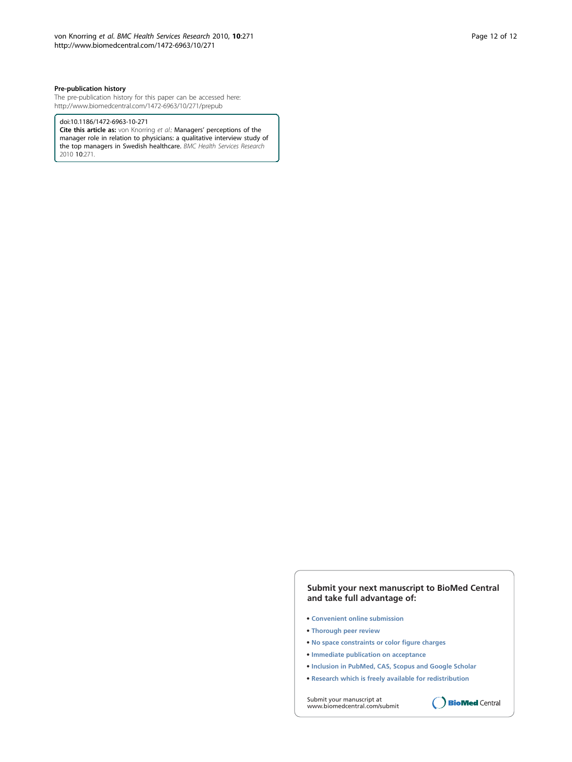#### Pre-publication history

The pre-publication history for this paper can be accessed here:
http://www.biomedcentral.com/1472-6963/10/271/prepub

doi:10.1186/1472-6963-10-271

**Cite this article as:** von Knorring *et al.*: Managers' perceptions of the manager role in relation to physicians: a qualitative interview study of the top managers in Swedish healthcare. *BMC Health Services Research* 2010 **10**:271.

**Submit your next manuscript to BioMed Central and take full advantage of:**

- **Convenient online submission**
- **Thorough peer review**
- **No space constraints or color figure charges**
- **Immediate publication on acceptance**
- **Inclusion in PubMed, CAS, Scopus and Google Scholar**
- **Research which is freely available for redistribution**

Submit your manuscript at
www.biomedcentral.com/submit

BioMed Central